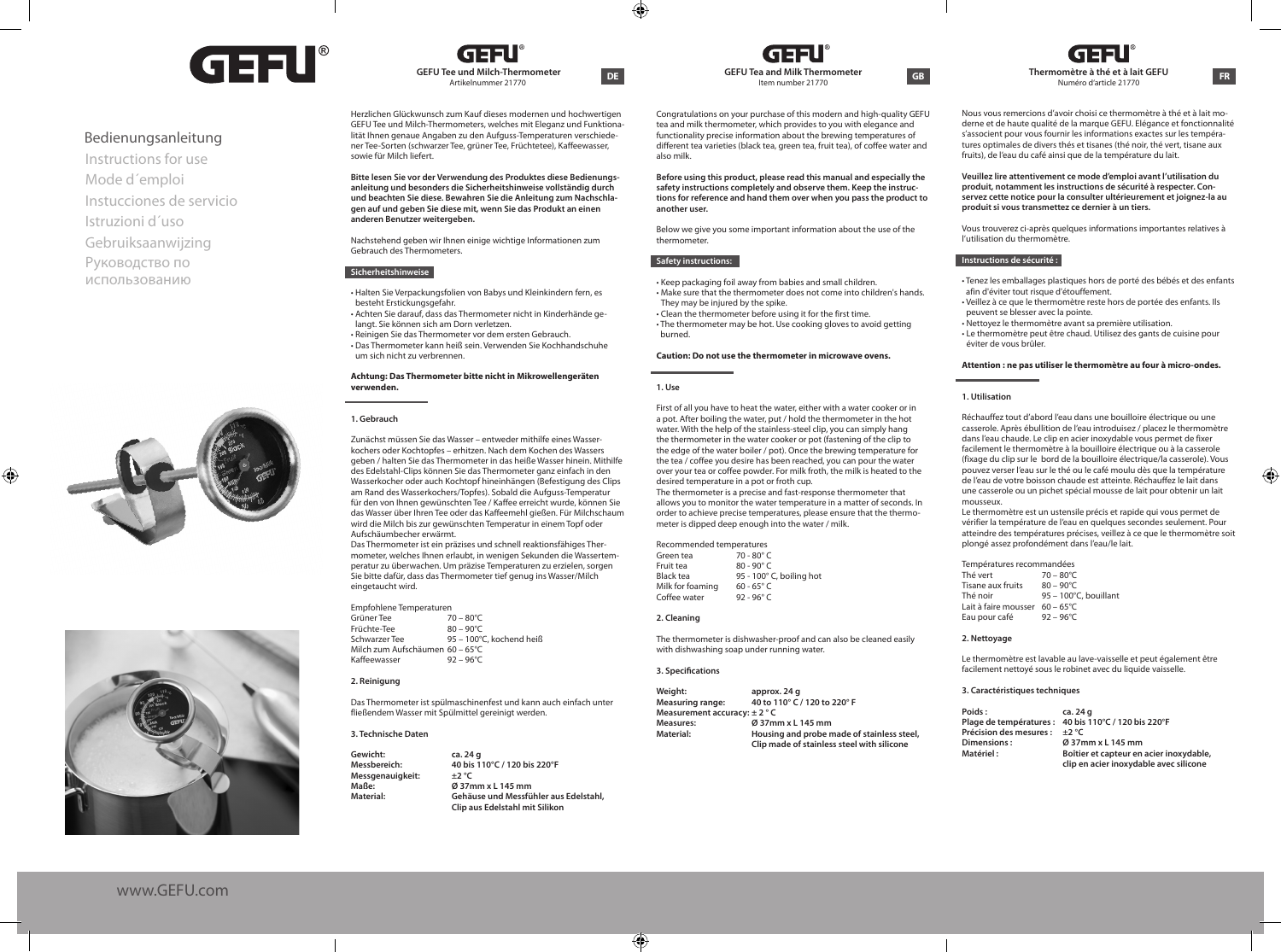# GEFU®

Bedienungsanleitung
Instructions for use
Mode d´emploi
Instucciones de servicio
Istruzioni d´uso
Gebruiksaanwijzing
Руководство по использованию

www.GEFU.com

## GEFU Tee und Milch-Thermometer

Artikelnummer 21770

**DE**

Herzlichen Glückwunsch zum Kauf dieses modernen und hochwertigen GEFU Tee und Milch-Thermometers, welches mit Eleganz und Funktionalität Ihnen genaue Angaben zu den Aufguss-Temperaturen verschiedener Tee-Sorten (schwarzer Tee, grüner Tee, Früchtetee), Kaffeewasser, sowie für Milch liefert.

**Bitte lesen Sie vor der Verwendung des Produktes diese Bedienungsanleitung und besonders die Sicherheitshinweise vollständig durch und beachten Sie diese. Bewahren Sie die Anleitung zum Nachschlagen auf und geben Sie diese mit, wenn Sie das Produkt an einen anderen Benutzer weitergeben.**

Nachstehend geben wir Ihnen einige wichtige Informationen zum Gebrauch des Thermometers.

### Sicherheitshinweise

- Halten Sie Verpackungsfolien von Babys und Kleinkindern fern, es besteht Erstickungsgefahr.
- Achten Sie darauf, dass das Thermometer nicht in Kinderhände gelangt. Sie können sich am Dorn verletzen.
- Reinigen Sie das Thermometer vor dem ersten Gebrauch.
- Das Thermometer kann heiß sein. Verwenden Sie Kochhandschuhe um sich nicht zu verbrennen.

**Achtung: Das Thermometer bitte nicht in Mikrowellengeräten verwenden.**

### 1. Gebrauch

Zunächst müssen Sie das Wasser – entweder mithilfe eines Wasserkochers oder Kochtopfes – erhitzen. Nach dem Kochen des Wassers geben / halten Sie das Thermometer in das heiße Wasser hinein. Mithilfe des Edelstahl-Clips können Sie das Thermometer ganz einfach in den Wasserkocher oder auch Kochtopf hineinhängen (Befestigung des Clips am Rand des Wasserkochers/Topfes). Sobald die Aufguss-Temperatur für den von Ihnen gewünschten Tee / Kaffee erreicht wurde, können Sie das Wasser über Ihren Tee oder das Kaffeemehl gießen. Für Milchschaum wird die Milch bis zur gewünschten Temperatur in einem Topf oder Aufschäumbecher erwärmt.
Das Thermometer ist ein präzises und schnell reaktionsfähiges Thermometer, welches Ihnen erlaubt, in wenigen Sekunden die Wassertemperatur zu überwachen. Um präzise Temperaturen zu erzielen, sorgen Sie bitte dafür, dass das Thermometer tief genug ins Wasser/Milch eingetaucht wird.

Empfohlene Temperaturen

| | |
|---|---|
| Grüner Tee | 70 – 80°C |
| Früchte-Tee | 80 – 90°C |
| Schwarzer Tee | 95 – 100°C, kochend heiß |
| Milch zum Aufschäumen | 60 – 65°C |
| Kaffeewasser | 92 – 96°C |

### 2. Reinigung

Das Thermometer ist spülmaschinenfest und kann auch einfach unter fließendem Wasser mit Spülmittel gereinigt werden.

### 3. Technische Daten

| | |
|---|---|
| **Gewicht:** | **ca. 24 g** |
| **Messbereich:** | **40 bis 110°C / 120 bis 220°F** |
| **Messgenauigkeit:** | **±2 °C** |
| **Maße:** | **Ø 37mm x L 145 mm** |
| **Material:** | **Gehäuse und Messfühler aus Edelstahl, Clip aus Edelstahl mit Silikon** |

## GEFU Tea and Milk Thermometer

Item number 21770

**GB**

Congratulations on your purchase of this modern and high-quality GEFU tea and milk thermometer, which provides to you with elegance and functionality precise information about the brewing temperatures of different tea varieties (black tea, green tea, fruit tea), of coffee water and also milk.

**Before using this product, please read this manual and especially the safety instructions completely and observe them. Keep the instructions for reference and hand them over when you pass the product to another user.**

Below we give you some important information about the use of the thermometer.

### Safety instructions:

- Keep packaging foil away from babies and small children.
- Make sure that the thermometer does not come into children's hands. They may be injured by the spike.
- Clean the thermometer before using it for the first time.
- The thermometer may be hot. Use cooking gloves to avoid getting burned.

**Caution: Do not use the thermometer in microwave ovens.**

### 1. Use

First of all you have to heat the water, either with a water cooker or in a pot. After boiling the water, put / hold the thermometer in the hot water. With the help of the stainless-steel clip, you can simply hang the thermometer in the water cooker or pot (fastening of the clip to the edge of the water boiler / pot). Once the brewing temperature for the tea / coffee you desire has been reached, you can pour the water over your tea or coffee powder. For milk froth, the milk is heated to the desired temperature in a pot or froth cup.
The thermometer is a precise and fast-response thermometer that allows you to monitor the water temperature in a matter of seconds. In order to achieve precise temperatures, please ensure that the thermometer is dipped deep enough into the water / milk.

Recommended temperatures

| | |
|---|---|
| Green tea | 70 - 80° C |
| Fruit tea | 80 - 90° C |
| Black tea | 95 - 100° C, boiling hot |
| Milk for foaming | 60 - 65° C |
| Coffee water | 92 - 96° C |

### 2. Cleaning

The thermometer is dishwasher-proof and can also be cleaned easily with dishwashing soap under running water.

### 3. Specifications

| | |
|---|---|
| **Weight:** | **approx. 24 g** |
| **Measuring range:** | **40 to 110° C / 120 to 220° F** |
| **Measurement accuracy:** | **± 2 ° C** |
| **Measures:** | **Ø 37mm x L 145 mm** |
| **Material:** | **Housing and probe made of stainless steel, Clip made of stainless steel with silicone** |

## Thermomètre à thé et à lait GEFU

Numéro d'article 21770

**FR**

Nous vous remercions d'avoir choisi ce thermomètre à thé et à lait moderne et de haute qualité de la marque GEFU. Elégance et fonctionnalité s'associent pour vous fournir les informations exactes sur les températures optimales de divers thés et tisanes (thé noir, thé vert, tisane aux fruits), de l'eau du café ainsi que de la température du lait.

**Veuillez lire attentivement ce mode d'emploi avant l'utilisation du produit, notamment les instructions de sécurité à respecter. Conservez cette notice pour la consulter ultérieurement et joignez-la au produit si vous transmettez ce dernier à un tiers.**

Vous trouverez ci-après quelques informations importantes relatives à l'utilisation du thermomètre.

### Instructions de sécurité :

- Tenez les emballages plastiques hors de porté des bébés et des enfants afin d'éviter tout risque d'étouffement.
- Veillez à ce que le thermomètre reste hors de portée des enfants. Ils peuvent se blesser avec la pointe.
- Nettoyez le thermomètre avant sa première utilisation.
- Le thermomètre peut être chaud. Utilisez des gants de cuisine pour éviter de vous brûler.

**Attention : ne pas utiliser le thermomètre au four à micro-ondes.**

### 1. Utilisation

Réchauffez tout d'abord l'eau dans une bouilloire électrique ou une casserole. Après ébullition de l'eau introduisez / placez le thermomètre dans l'eau chaude. Le clip en acier inoxydable vous permet de fixer facilement le thermomètre à la bouilloire électrique ou à la casserole (fixage du clip sur le bord de la bouilloire électrique/la casserole). Vous pouvez verser l'eau sur le thé ou le café moulu dès que la température de l'eau de votre boisson chaude est atteinte. Réchauffez le lait dans une casserole ou un pichet spécial mousse de lait pour obtenir un lait mousseux.
Le thermomètre est un ustensile précis et rapide qui vous permet de vérifier la température de l'eau en quelques secondes seulement. Pour atteindre des températures précises, veillez à ce que le thermomètre soit plongé assez profondément dans l'eau/le lait.

Températures recommandées

| | |
|---|---|
| Thé vert | 70 – 80°C |
| Tisane aux fruits | 80 – 90°C |
| Thé noir | 95 – 100°C, bouillant |
| Lait à faire mousser | 60 – 65°C |
| Eau pour café | 92 – 96°C |

### 2. Nettoyage

Le thermomètre est lavable au lave-vaisselle et peut également être facilement nettoyé sous le robinet avec du liquide vaisselle.

### 3. Caractéristiques techniques

| | |
|---|---|
| **Poids :** | **ca. 24 g** |
| **Plage de températures :** | **40 bis 110°C / 120 bis 220°F** |
| **Précision des mesures :** | **±2 °C** |
| **Dimensions :** | **Ø 37mm x L 145 mm** |
| **Matériel :** | **Boîtier et capteur en acier inoxydable, clip en acier inoxydable avec silicone** |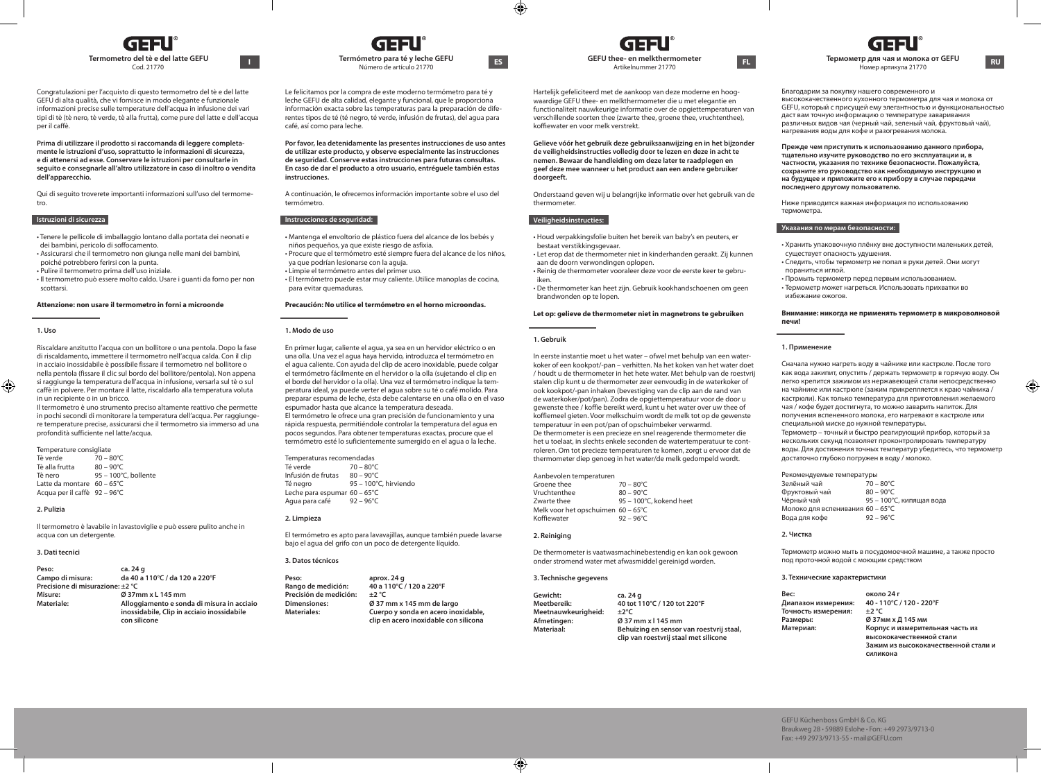# GEFU®

**Termometro del tè e del latte GEFU**
Cod. 21770

I

Congratulazioni per l'acquisto di questo termometro del tè e del latte GEFU di alta qualità, che vi fornisce in modo elegante e funzionale informazioni precise sulle temperature dell'acqua in infusione dei vari tipi di tè (tè nero, tè verde, tè alla frutta), come pure del latte e dell'acqua per il caffè.

**Prima di utilizzare il prodotto si raccomanda di leggere completamente le istruzioni d'uso, soprattutto le informazioni di sicurezza, e di attenersi ad esse. Conservare le istruzioni per consultarle in seguito e consegnarle all'altro utilizzatore in caso di inoltro o vendita dell'apparecchio.**

Qui di seguito troverete importanti informazioni sull'uso del termometro.

**Istruzioni di sicurezza**

- Tenere le pellicole di imballaggio lontano dalla portata dei neonati e dei bambini, pericolo di soffocamento.
- Assicurarsi che il termometro non giunga nelle mani dei bambini, poiché potrebbero ferirsi con la punta.
- Pulire il termometro prima dell'uso iniziale.
- Il termometro può essere molto caldo. Usare i guanti da forno per non scottarsi.

**Attenzione: non usare il termometro in forni a microonde**

**1. Uso**

Riscaldare anzitutto l'acqua con un bollitore o una pentola. Dopo la fase di riscaldamento, immettere il termometro nell'acqua calda. Con il clip in acciaio inossidabile è possibile fissare il termometro nel bollitore o nella pentola (fissare il clic sul bordo del bollitore/pentola). Non appena si raggiunge la temperatura dell'acqua in infusione, versarla sul tè o sul caffè in polvere. Per montare il latte, riscaldarlo alla temperatura voluta in un recipiente o in un bricco.

Il termometro è uno strumento preciso altamente reattivo che permette in pochi secondi di monitorare la temperatura dell'acqua. Per raggiungere temperature precise, assicurarsi che il termometro sia immerso ad una profondità sufficiente nel latte/acqua.

Temperature consigliate

| | |
|---|---|
| Tè verde | 70 – 80°C |
| Tè alla frutta | 80 – 90°C |
| Tè nero | 95 – 100°C, bollente |
| Latte da montare | 60 – 65°C |
| Acqua per il caffè | 92 – 96°C |

**2. Pulizia**

Il termometro è lavabile in lavastoviglie e può essere pulito anche in acqua con un detergente.

**3. Dati tecnici**

| | |
|---|---|
| **Peso:** | **ca. 24 g** |
| **Campo di misura:** | **da 40 a 110°C / da 120 a 220°F** |
| **Precisione di misurazione:** | **±2 °C** |
| **Misure:** | **Ø 37mm x L 145 mm** |
| **Materiale:** | **Alloggiamento e sonda di misura in acciaio inossidabile, Clip in acciaio inossidabile con silicone** |

# GEFU®

**Termómetro para té y leche GEFU**
Número de artículo 21770

ES

Le felicitamos por la compra de este moderno termómetro para té y leche GEFU de alta calidad, elegante y funcional, que le proporciona información exacta sobre las temperaturas para la preparación de diferentes tipos de té (té negro, té verde, infusión de frutas), del agua para café, así como para leche.

**Por favor, lea detenidamente las presentes instrucciones de uso antes de utilizar este producto, y observe especialmente las instrucciones de seguridad. Conserve estas instrucciones para futuras consultas. En caso de dar el producto a otro usuario, entrégueles también estas instrucciones.**

A continuación, le ofrecemos información importante sobre el uso del termómetro.

**Instrucciones de seguridad:**

- Mantenga el envoltorio de plástico fuera del alcance de los bebés y niños pequeños, ya que existe riesgo de asfixia.
- Procure que el termómetro esté siempre fuera del alcance de los niños, ya que podrían lesionarse con la aguja.
- Limpie el termómetro antes del primer uso.
- El termómetro puede estar muy caliente. Utilice manoplas de cocina, para evitar quemaduras.

**Precaución: No utilice el termómetro en el horno microondas.**

**1. Modo de uso**

En primer lugar, caliente el agua, ya sea en un hervidor eléctrico o en una olla. Una vez el agua haya hervido, introduzca el termómetro en el agua caliente. Con ayuda del clip de acero inoxidable, puede colgar el termómetro fácilmente en el hervidor o la olla (sujetando el clip en el borde del hervidor o la olla). Una vez el termómetro indique la temperatura ideal, ya puede verter el agua sobre su té o café molido. Para preparar espuma de leche, ésta debe calentarse en una olla o en el vaso espumador hasta que alcance la temperatura deseada.

El termómetro le ofrece una gran precisión de funcionamiento y una rápida respuesta, permitiéndole controlar la temperatura del agua en pocos segundos. Para obtener temperaturas exactas, procure que el termómetro esté lo suficientemente sumergido en el agua o la leche.

Temperaturas recomendadas

| | |
|---|---|
| Té verde | 70 – 80°C |
| Infusión de frutas | 80 – 90°C |
| Té negro | 95 – 100°C, hirviendo |
| Leche para espumar | 60 – 65°C |
| Agua para café | 92 – 96°C |

**2. Limpieza**

El termómetro es apto para lavavajillas, aunque también puede lavarse bajo el agua del grifo con un poco de detergente líquido.

**3. Datos técnicos**

| | |
|---|---|
| **Peso:** | **aprox. 24 g** |
| **Rango de medición:** | **40 a 110°C / 120 a 220°F** |
| **Precisión de medición:** | **±2 °C** |
| **Dimensiones:** | **Ø 37 mm x 145 mm de largo** |
| **Materiales:** | **Cuerpo y sonda en acero inoxidable, clip en acero inoxidable con silicona** |

# GEFU®

**GEFU thee- en melkthermometer**
Artikelnummer 21770

FL

Hartelijk gefeliciteerd met de aankoop van deze moderne en hoogwaardige GEFU thee- en melkthermometer die u met elegantie en functionaliteit nauwkeurige informatie over de opgietemperaturen van verschillende soorten thee (zwarte thee, groene thee, vruchtenthee), koffiewater en voor melk verstrekt.

**Gelieve vóór het gebruik deze gebruiksaanwijzing en in het bijzonder de veiligheidsinstructies volledig door te lezen en deze in acht te nemen. Bewaar de handleiding om deze later te raadplegen en geef deze mee wanneer u het product aan een andere gebruiker doorgeeft.**

Onderstaand geven wij u belangrijke informatie over het gebruik van de thermometer.

**Veiligheidsinstructies:**

- Houd verpakkingsfolie buiten het bereik van baby's en peuters, er bestaat verstikkingsgevaar.
- Let erop dat de thermometer niet in kinderhanden geraakt. Zij kunnen aan de doorn verwondingen oplopen.
- Reinig de thermometer vooraleer deze voor de eerste keer te gebruiken.
- De thermometer kan heet zijn. Gebruik kookhandschoenen om geen brandwonden op te lopen.

**Let op: gelieve de thermometer niet in magnetrons te gebruiken**

**1. Gebruik**

In eerste instantie moet u het water – ofwel met behulp van een waterkoker of een kookpot/-pan – verhitten. Na het koken van het water doet / houdt u de thermometer in het hete water. Met behulp van de roestvrij stalen clip kunt u de thermometer zeer eenvoudig in de waterkoker of ook kookpot/-pan inhaken (bevestiging van de clip aan de rand van de waterkoker/pot/pan). Zodra de opgietemperatuur voor de door u gewenste thee / koffie bereikt werd, kunt u het water over uw thee of koffiemeel gieten. Voor melkschuim wordt de melk tot op de gewenste temperatuur in een pot/pan of opschuimbeker verwarmd.

De thermometer is een precieze en snel reagerende thermometer die het u toelaat, in slechts enkele seconden de watertemperatuur te controleren. Om tot precieze temperaturen te komen, zorgt u ervoor dat de thermometer diep genoeg in het water/de melk gedompeld wordt.

Aanbevolen temperaturen

| | |
|---|---|
| Groene thee | 70 – 80°C |
| Vruchtenthee | 80 – 90°C |
| Zwarte thee | 95 – 100°C, kokend heet |
| Melk voor het opschuimen | 60 – 65°C |
| Koffiewater | 92 – 96°C |

**2. Reiniging**

De thermometer is vaatwasmachinebestendig en kan ook gewoon onder stromend water met afwasmiddel gereinigd worden.

**3. Technische gegevens**

| | |
|---|---|
| **Gewicht:** | **ca. 24 g** |
| **Meetbereik:** | **40 tot 110°C / 120 tot 220°F** |
| **Meetnauwkeurigheid:** | **±2°C** |
| **Afmetingen:** | **Ø 37 mm x l 145 mm** |
| **Materiaal:** | **Behuizing en sensor van roestvrij staal, clip van roestvrij staal met silicone** |

# GEFU®

**Термометр для чая и молока от GEFU**
Номер артикула 21770

RU

Благодарим за покупку нашего современного и высококачественного кухонного термометра для чая и молока от GEFU, который с присущей ему элегантностью и функциональностью даст вам точную информацию о температуре заваривания различных видов чая (черный чай, зеленый чай, фруктовый чай), нагревания воды для кофе и разогревания молока.

**Прежде чем приступить к использованию данного прибора, тщательно изучите руководство по его эксплуатации и, в частности, указания по технике безопасности. Пожалуйста, сохраните это руководство как необходимую инструкцию и на будущее и приложите его к прибору в случае передачи последнего другому пользователю.**

Ниже приводится важная информация по использованию термометра.

**Указания по мерам безопасности:**

- Хранить упаковочную плёнку вне доступности маленьких детей, существует опасность удушения.
- Следить, чтобы термометр не попал в руки детей. Они могут пораниться иглой.
- Промыть термометр перед первым использованием.
- Термометр может нагреться. Использовать прихватки во избежание ожогов.

**Внимание: никогда не применять термометр в микроволновой печи!**

**1. Применение**

Сначала нужно нагреть воду в чайнике или кастрюле. После того как вода закипит, опустить / держать термометр в горячую воду. Он легко крепится зажимом из нержавеющей стали непосредственно на чайнике или кастрюле (зажим прикрепляется к краю чайника / кастрюли). Как только температура для приготовления желаемого чая / кофе будет достигнута, то можно заварить напиток. Для получения вспененного молока, его нагревают в кастрюле или специальной миске до нужной температуры.

Термометр – точный и быстро реагирующий прибор, который за нескольких секунд позволяет проконтролировать температуру воды. Для достижения точных температур убедитесь, что термометр достаточно глубоко погружен в воду / молоко.

Рекомендуемые температуры

| | |
|---|---|
| Зелёный чай | 70 – 80°C |
| Фруктовый чай | 80 – 90°C |
| Чёрный чай | 95 – 100°C, кипящая вода |
| Молоко для вспенивания | 60 – 65°C |
| Вода для кофе | 92 – 96°C |

**2. Чистка**

Термометр можно мыть в посудомоечной машине, а также просто под проточной водой с моющим средством

**3. Технические характеристики**

| | |
|---|---|
| **Вес:** | **около 24 г** |
| **Диапазон измерения:** | **40 - 110°C / 120 - 220°F** |
| **Точность измерения:** | **±2 °C** |
| **Размеры:** | **Ø 37мм x Д 145 мм** |
| **Материал:** | **Корпус и измерительная часть из высококачественной стали Зажим из высококачественной стали и силикона** |

GEFU Küchenboss GmbH & Co. KG
Braukweg 28 • 59889 Eslohe • Fon: +49 2973/9713-0
Fax: +49 2973/9713-55 • mail@GEFU.com